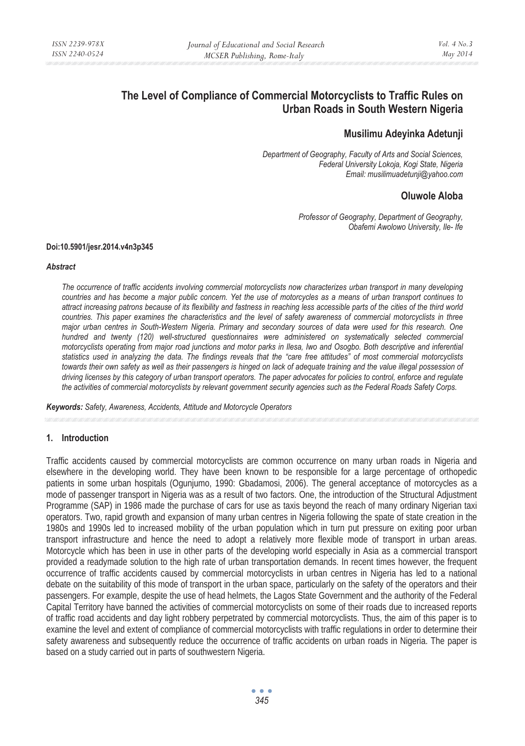# The Level of Compliance of Commercial Motorcyclists to Traffic Rules on Urban Roads in South Western Nigeria

## Musilimu Adeyinka Adetunji

*Department of Geography, Faculty of Arts and Social Sciences, Federal University Lokoja, Kogi State, Nigeria*
*Email: musilimuadetunji@yahoo.com*

## Oluwole Aloba

*Professor of Geography, Department of Geography, Obafemi Awolowo University, Ile- Ife*

**Doi:10.5901/jesr.2014.v4n3p345**

***Abstract***

*The occurrence of traffic accidents involving commercial motorcyclists now characterizes urban transport in many developing countries and has become a major public concern. Yet the use of motorcycles as a means of urban transport continues to attract increasing patrons because of its flexibility and fastness in reaching less accessible parts of the cities of the third world countries. This paper examines the characteristics and the level of safety awareness of commercial motorcyclists in three major urban centres in South-Western Nigeria. Primary and secondary sources of data were used for this research. One hundred and twenty (120) well-structured questionnaires were administered on systematically selected commercial motorcyclists operating from major road junctions and motor parks in Ilesa, Iwo and Osogbo. Both descriptive and inferential statistics used in analyzing the data. The findings reveals that the "care free attitudes" of most commercial motorcyclists towards their own safety as well as their passengers is hinged on lack of adequate training and the value illegal possession of driving licenses by this category of urban transport operators. The paper advocates for policies to control, enforce and regulate the activities of commercial motorcyclists by relevant government security agencies such as the Federal Roads Safety Corps.*

***Keywords:*** *Safety, Awareness, Accidents, Attitude and Motorcycle Operators*

## 1. Introduction

Traffic accidents caused by commercial motorcyclists are common occurrence on many urban roads in Nigeria and elsewhere in the developing world. They have been known to be responsible for a large percentage of orthopedic patients in some urban hospitals (Ogunjumo, 1990: Gbadamosi, 2006). The general acceptance of motorcycles as a mode of passenger transport in Nigeria was as a result of two factors. One, the introduction of the Structural Adjustment Programme (SAP) in 1986 made the purchase of cars for use as taxis beyond the reach of many ordinary Nigerian taxi operators. Two, rapid growth and expansion of many urban centres in Nigeria following the spate of state creation in the 1980s and 1990s led to increased mobility of the urban population which in turn put pressure on exiting poor urban transport infrastructure and hence the need to adopt a relatively more flexible mode of transport in urban areas. Motorcycle which has been in use in other parts of the developing world especially in Asia as a commercial transport provided a readymade solution to the high rate of urban transportation demands. In recent times however, the frequent occurrence of traffic accidents caused by commercial motorcyclists in urban centres in Nigeria has led to a national debate on the suitability of this mode of transport in the urban space, particularly on the safety of the operators and their passengers. For example, despite the use of head helmets, the Lagos State Government and the authority of the Federal Capital Territory have banned the activities of commercial motorcyclists on some of their roads due to increased reports of traffic road accidents and day light robbery perpetrated by commercial motorcyclists. Thus, the aim of this paper is to examine the level and extent of compliance of commercial motorcyclists with traffic regulations in order to determine their safety awareness and subsequently reduce the occurrence of traffic accidents on urban roads in Nigeria. The paper is based on a study carried out in parts of southwestern Nigeria.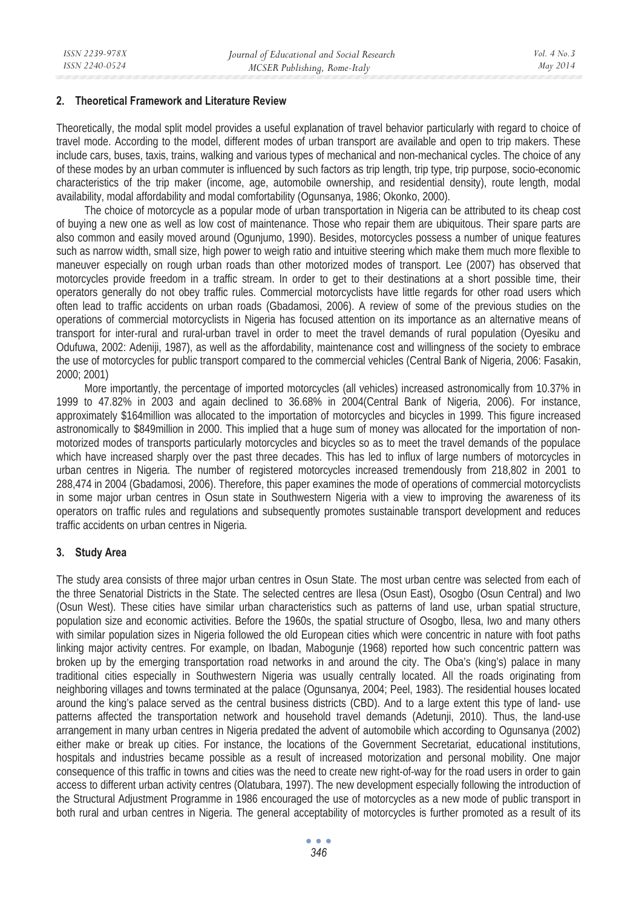## 2. Theoretical Framework and Literature Review

Theoretically, the modal split model provides a useful explanation of travel behavior particularly with regard to choice of travel mode. According to the model, different modes of urban transport are available and open to trip makers. These include cars, buses, taxis, trains, walking and various types of mechanical and non-mechanical cycles. The choice of any of these modes by an urban commuter is influenced by such factors as trip length, trip type, trip purpose, socio-economic characteristics of the trip maker (income, age, automobile ownership, and residential density), route length, modal availability, modal affordability and modal comfortability (Ogunsanya, 1986; Okonko, 2000).

The choice of motorcycle as a popular mode of urban transportation in Nigeria can be attributed to its cheap cost of buying a new one as well as low cost of maintenance. Those who repair them are ubiquitous. Their spare parts are also common and easily moved around (Ogunjumo, 1990). Besides, motorcycles possess a number of unique features such as narrow width, small size, high power to weigh ratio and intuitive steering which make them much more flexible to maneuver especially on rough urban roads than other motorized modes of transport. Lee (2007) has observed that motorcycles provide freedom in a traffic stream. In order to get to their destinations at a short possible time, their operators generally do not obey traffic rules. Commercial motorcyclists have little regards for other road users which often lead to traffic accidents on urban roads (Gbadamosi, 2006). A review of some of the previous studies on the operations of commercial motorcyclists in Nigeria has focused attention on its importance as an alternative means of transport for inter-rural and rural-urban travel in order to meet the travel demands of rural population (Oyesiku and Odufuwa, 2002: Adeniji, 1987), as well as the affordability, maintenance cost and willingness of the society to embrace the use of motorcycles for public transport compared to the commercial vehicles (Central Bank of Nigeria, 2006: Fasakin, 2000; 2001)

More importantly, the percentage of imported motorcycles (all vehicles) increased astronomically from 10.37% in 1999 to 47.82% in 2003 and again declined to 36.68% in 2004(Central Bank of Nigeria, 2006). For instance, approximately $164million was allocated to the importation of motorcycles and bicycles in 1999. This figure increased astronomically to $849million in 2000. This implied that a huge sum of money was allocated for the importation of non-motorized modes of transports particularly motorcycles and bicycles so as to meet the travel demands of the populace which have increased sharply over the past three decades. This has led to influx of large numbers of motorcycles in urban centres in Nigeria. The number of registered motorcycles increased tremendously from 218,802 in 2001 to 288,474 in 2004 (Gbadamosi, 2006). Therefore, this paper examines the mode of operations of commercial motorcyclists in some major urban centres in Osun state in Southwestern Nigeria with a view to improving the awareness of its operators on traffic rules and regulations and subsequently promotes sustainable transport development and reduces traffic accidents on urban centres in Nigeria.

## 3. Study Area

The study area consists of three major urban centres in Osun State. The most urban centre was selected from each of the three Senatorial Districts in the State. The selected centres are Ilesa (Osun East), Osogbo (Osun Central) and Iwo (Osun West). These cities have similar urban characteristics such as patterns of land use, urban spatial structure, population size and economic activities. Before the 1960s, the spatial structure of Osogbo, Ilesa, Iwo and many others with similar population sizes in Nigeria followed the old European cities which were concentric in nature with foot paths linking major activity centres. For example, on Ibadan, Mabogunje (1968) reported how such concentric pattern was broken up by the emerging transportation road networks in and around the city. The Oba's (king's) palace in many traditional cities especially in Southwestern Nigeria was usually centrally located. All the roads originating from neighboring villages and towns terminated at the palace (Ogunsanya, 2004; Peel, 1983). The residential houses located around the king's palace served as the central business districts (CBD). And to a large extent this type of land- use patterns affected the transportation network and household travel demands (Adetunji, 2010). Thus, the land-use arrangement in many urban centres in Nigeria predated the advent of automobile which according to Ogunsanya (2002) either make or break up cities. For instance, the locations of the Government Secretariat, educational institutions, hospitals and industries became possible as a result of increased motorization and personal mobility. One major consequence of this traffic in towns and cities was the need to create new right-of-way for the road users in order to gain access to different urban activity centres (Olatubara, 1997). The new development especially following the introduction of the Structural Adjustment Programme in 1986 encouraged the use of motorcycles as a new mode of public transport in both rural and urban centres in Nigeria. The general acceptability of motorcycles is further promoted as a result of its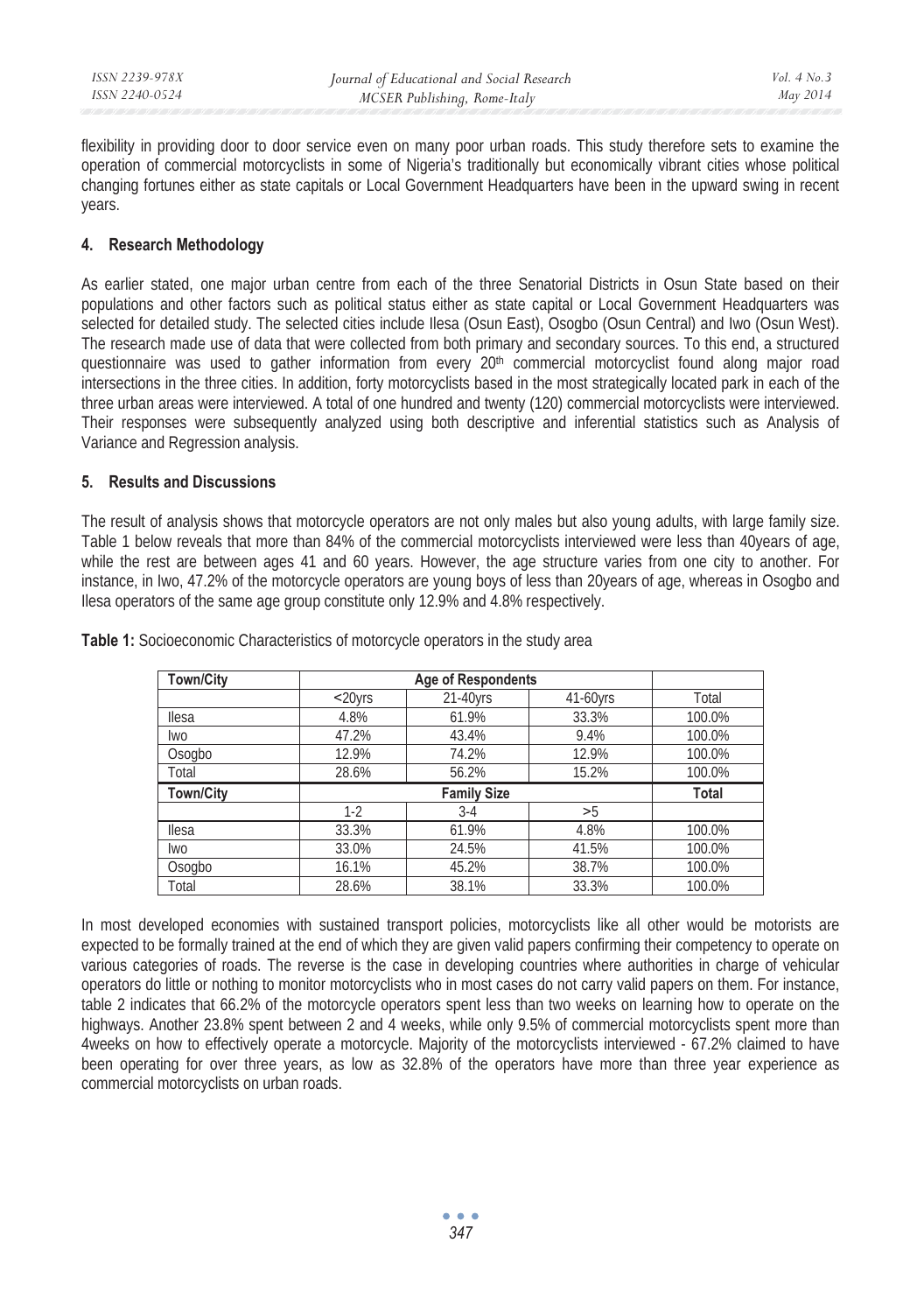flexibility in providing door to door service even on many poor urban roads. This study therefore sets to examine the operation of commercial motorcyclists in some of Nigeria's traditionally but economically vibrant cities whose political changing fortunes either as state capitals or Local Government Headquarters have been in the upward swing in recent years.

## 4. Research Methodology

As earlier stated, one major urban centre from each of the three Senatorial Districts in Osun State based on their populations and other factors such as political status either as state capital or Local Government Headquarters was selected for detailed study. The selected cities include Ilesa (Osun East), Osogbo (Osun Central) and Iwo (Osun West). The research made use of data that were collected from both primary and secondary sources. To this end, a structured questionnaire was used to gather information from every 20th commercial motorcyclist found along major road intersections in the three cities. In addition, forty motorcyclists based in the most strategically located park in each of the three urban areas were interviewed. A total of one hundred and twenty (120) commercial motorcyclists were interviewed. Their responses were subsequently analyzed using both descriptive and inferential statistics such as Analysis of Variance and Regression analysis.

## 5. Results and Discussions

The result of analysis shows that motorcycle operators are not only males but also young adults, with large family size. Table 1 below reveals that more than 84% of the commercial motorcyclists interviewed were less than 40years of age, while the rest are between ages 41 and 60 years. However, the age structure varies from one city to another. For instance, in Iwo, 47.2% of the motorcycle operators are young boys of less than 20years of age, whereas in Osogbo and Ilesa operators of the same age group constitute only 12.9% and 4.8% respectively.

**Table 1:** Socioeconomic Characteristics of motorcycle operators in the study area

| **Town/City** | **Age of Respondents** | | | |
|---|---|---|---|---|
| | <20yrs | 21-40yrs | 41-60yrs | Total |
| Ilesa | 4.8% | 61.9% | 33.3% | 100.0% |
| Iwo | 47.2% | 43.4% | 9.4% | 100.0% |
| Osogbo | 12.9% | 74.2% | 12.9% | 100.0% |
| Total | 28.6% | 56.2% | 15.2% | 100.0% |
| **Town/City** | **Family Size** | | | **Total** |
| | 1-2 | 3-4 | >5 | |
| Ilesa | 33.3% | 61.9% | 4.8% | 100.0% |
| Iwo | 33.0% | 24.5% | 41.5% | 100.0% |
| Osogbo | 16.1% | 45.2% | 38.7% | 100.0% |
| Total | 28.6% | 38.1% | 33.3% | 100.0% |

In most developed economies with sustained transport policies, motorcyclists like all other would be motorists are expected to be formally trained at the end of which they are given valid papers confirming their competency to operate on various categories of roads. The reverse is the case in developing countries where authorities in charge of vehicular operators do little or nothing to monitor motorcyclists who in most cases do not carry valid papers on them. For instance, table 2 indicates that 66.2% of the motorcycle operators spent less than two weeks on learning how to operate on the highways. Another 23.8% spent between 2 and 4 weeks, while only 9.5% of commercial motorcyclists spent more than 4weeks on how to effectively operate a motorcycle. Majority of the motorcyclists interviewed - 67.2% claimed to have been operating for over three years, as low as 32.8% of the operators have more than three year experience as commercial motorcyclists on urban roads.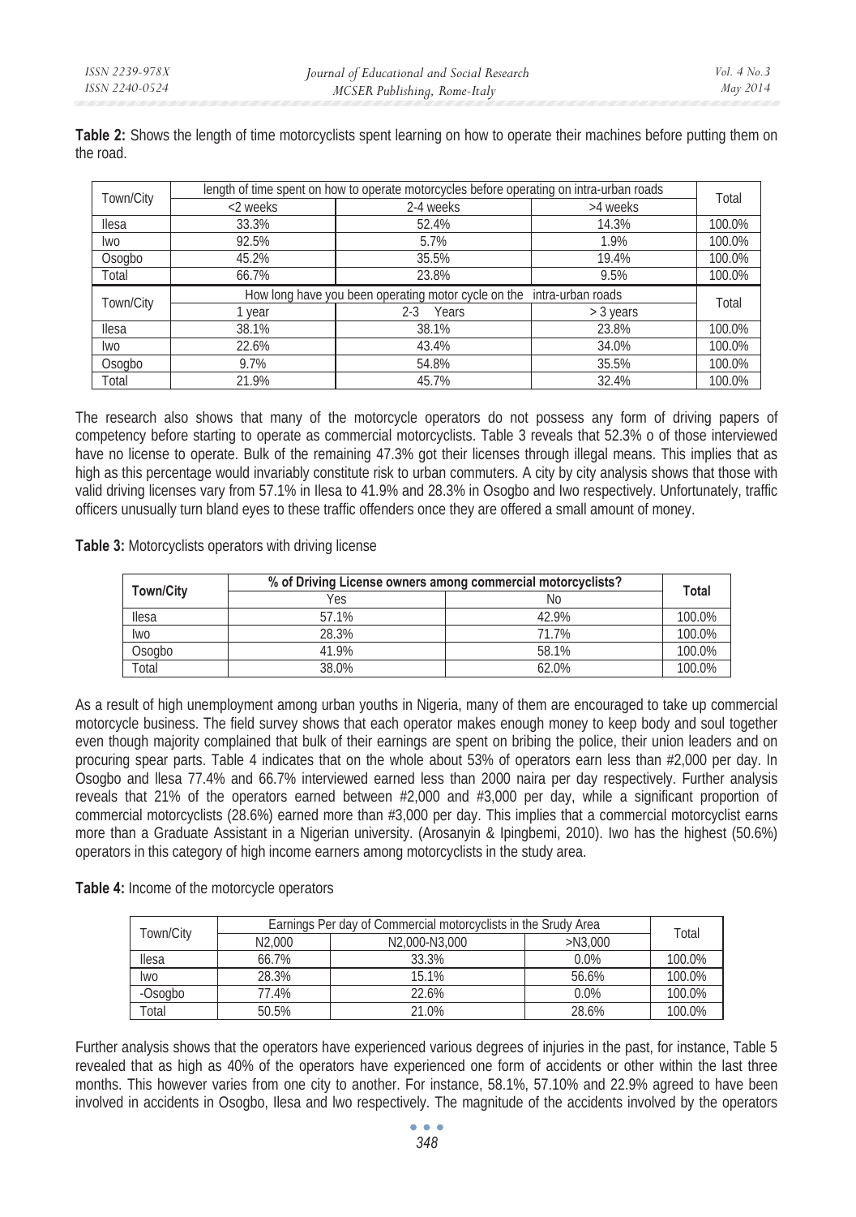**Table 2:** Shows the length of time motorcyclists spent learning on how to operate their machines before putting them on the road.

| Town/City | length of time spent on how to operate motorcycles before operating on intra-urban roads | | | Total |
|---|---|---|---|---|
| | <2 weeks | 2-4 weeks | >4 weeks | |
| Ilesa | 33.3% | 52.4% | 14.3% | 100.0% |
| Iwo | 92.5% | 5.7% | 1.9% | 100.0% |
| Osogbo | 45.2% | 35.5% | 19.4% | 100.0% |
| Total | 66.7% | 23.8% | 9.5% | 100.0% |
| Town/City | How long have you been operating motor cycle on the intra-urban roads | | | Total |
| | 1 year | 2-3 Years | > 3 years | |
| Ilesa | 38.1% | 38.1% | 23.8% | 100.0% |
| Iwo | 22.6% | 43.4% | 34.0% | 100.0% |
| Osogbo | 9.7% | 54.8% | 35.5% | 100.0% |
| Total | 21.9% | 45.7% | 32.4% | 100.0% |

The research also shows that many of the motorcycle operators do not possess any form of driving papers of competency before starting to operate as commercial motorcyclists. Table 3 reveals that 52.3% o of those interviewed have no license to operate. Bulk of the remaining 47.3% got their licenses through illegal means. This implies that as high as this percentage would invariably constitute risk to urban commuters. A city by city analysis shows that those with valid driving licenses vary from 57.1% in Ilesa to 41.9% and 28.3% in Osogbo and Iwo respectively. Unfortunately, traffic officers unusually turn bland eyes to these traffic offenders once they are offered a small amount of money.

**Table 3:** Motorcyclists operators with driving license

| **Town/City** | **% of Driving License owners among commercial motorcyclists?** | | **Total** |
|---|---|---|---|
| | Yes | No | |
| Ilesa | 57.1% | 42.9% | 100.0% |
| Iwo | 28.3% | 71.7% | 100.0% |
| Osogbo | 41.9% | 58.1% | 100.0% |
| Total | 38.0% | 62.0% | 100.0% |

As a result of high unemployment among urban youths in Nigeria, many of them are encouraged to take up commercial motorcycle business. The field survey shows that each operator makes enough money to keep body and soul together even though majority complained that bulk of their earnings are spent on bribing the police, their union leaders and on procuring spear parts. Table 4 indicates that on the whole about 53% of operators earn less than #2,000 per day. In Osogbo and Ilesa 77.4% and 66.7% interviewed earned less than 2000 naira per day respectively. Further analysis reveals that 21% of the operators earned between #2,000 and #3,000 per day, while a significant proportion of commercial motorcyclists (28.6%) earned more than #3,000 per day. This implies that a commercial motorcyclist earns more than a Graduate Assistant in a Nigerian university. (Arosanyin & Ipingbemi, 2010). Iwo has the highest (50.6%) operators in this category of high income earners among motorcyclists in the study area.

**Table 4:** Income of the motorcycle operators

| Town/City | Earnings Per day of Commercial motorcyclists in the Srudy Area | | | Total |
|---|---|---|---|---|
| | N2,000 | N2,000-N3,000 | >N3,000 | |
| Ilesa | 66.7% | 33.3% | 0.0% | 100.0% |
| Iwo | 28.3% | 15.1% | 56.6% | 100.0% |
| -Osogbo | 77.4% | 22.6% | 0.0% | 100.0% |
| Total | 50.5% | 21.0% | 28.6% | 100.0% |

Further analysis shows that the operators have experienced various degrees of injuries in the past, for instance, Table 5 revealed that as high as 40% of the operators have experienced one form of accidents or other within the last three months. This however varies from one city to another. For instance, 58.1%, 57.10% and 22.9% agreed to have been involved in accidents in Osogbo, Ilesa and Iwo respectively. The magnitude of the accidents involved by the operators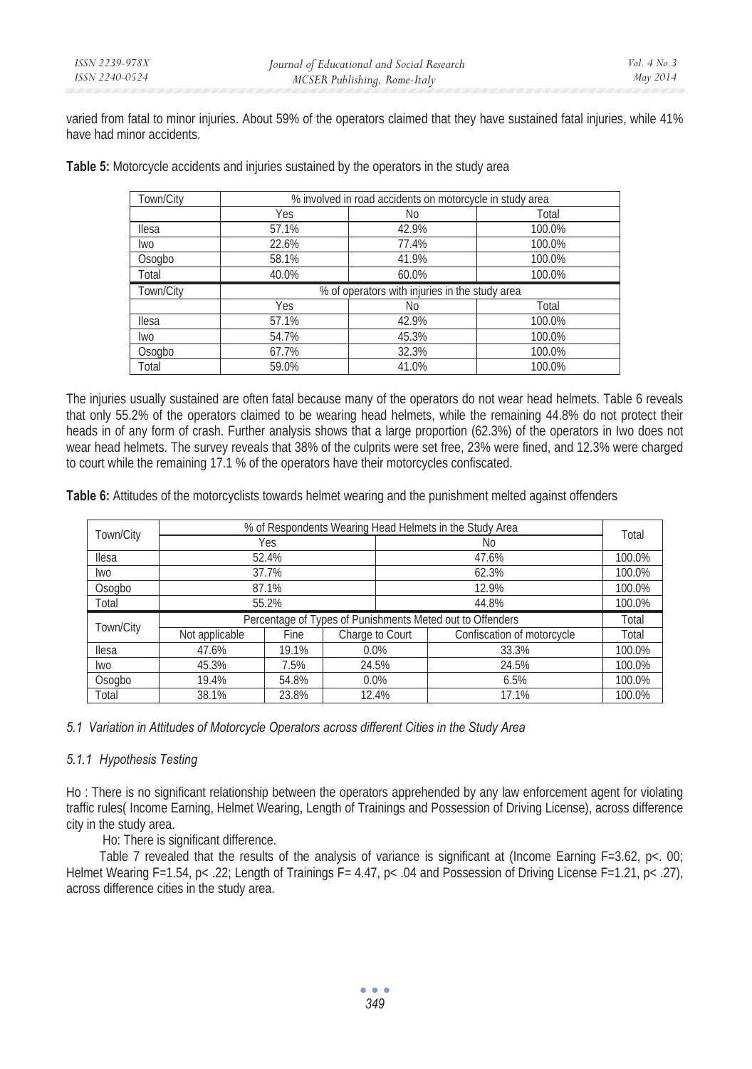varied from fatal to minor injuries. About 59% of the operators claimed that they have sustained fatal injuries, while 41% have had minor accidents.

**Table 5:** Motorcycle accidents and injuries sustained by the operators in the study area

| Town/City | % involved in road accidents on motorcycle in study area | | |
|---|---|---|---|
| | Yes | No | Total |
| Ilesa | 57.1% | 42.9% | 100.0% |
| Iwo | 22.6% | 77.4% | 100.0% |
| Osogbo | 58.1% | 41.9% | 100.0% |
| Total | 40.0% | 60.0% | 100.0% |
| Town/City | % of operators with injuries in the study area | | |
| | Yes | No | Total |
| Ilesa | 57.1% | 42.9% | 100.0% |
| Iwo | 54.7% | 45.3% | 100.0% |
| Osogbo | 67.7% | 32.3% | 100.0% |
| Total | 59.0% | 41.0% | 100.0% |

The injuries usually sustained are often fatal because many of the operators do not wear head helmets. Table 6 reveals that only 55.2% of the operators claimed to be wearing head helmets, while the remaining 44.8% do not protect their heads in of any form of crash. Further analysis shows that a large proportion (62.3%) of the operators in Iwo does not wear head helmets. The survey reveals that 38% of the culprits were set free, 23% were fined, and 12.3% were charged to court while the remaining 17.1 % of the operators have their motorcycles confiscated.

**Table 6:** Attitudes of the motorcyclists towards helmet wearing and the punishment melted against offenders

| Town/City | % of Respondents Wearing Head Helmets in the Study Area | | | | Total |
|---|---|---|---|---|---|
| | Yes | | No | | |
| Ilesa | 52.4% | | 47.6% | | 100.0% |
| Iwo | 37.7% | | 62.3% | | 100.0% |
| Osogbo | 87.1% | | 12.9% | | 100.0% |
| Total | 55.2% | | 44.8% | | 100.0% |
| Town/City | Percentage of Types of Punishments Meted out to Offenders | | | | Total |
| | Not applicable | Fine | Charge to Court | Confiscation of motorcycle | Total |
| Ilesa | 47.6% | 19.1% | 0.0% | 33.3% | 100.0% |
| Iwo | 45.3% | 7.5% | 24.5% | 24.5% | 100.0% |
| Osogbo | 19.4% | 54.8% | 0.0% | 6.5% | 100.0% |
| Total | 38.1% | 23.8% | 12.4% | 17.1% | 100.0% |

### *5.1 Variation in Attitudes of Motorcycle Operators across different Cities in the Study Area*

#### *5.1.1 Hypothesis Testing*

Ho : There is no significant relationship between the operators apprehended by any law enforcement agent for violating traffic rules( Income Earning, Helmet Wearing, Length of Trainings and Possession of Driving License), across difference city in the study area.

Ho: There is significant difference.

Table 7 revealed that the results of the analysis of variance is significant at (Income Earning $F=3.62$, $p<.00$; Helmet Wearing $F=1.54$, $p<.22$; Length of Trainings $F=4.47$, $p<.04$ and Possession of Driving License $F=1.21$, $p<.27$), across difference cities in the study area.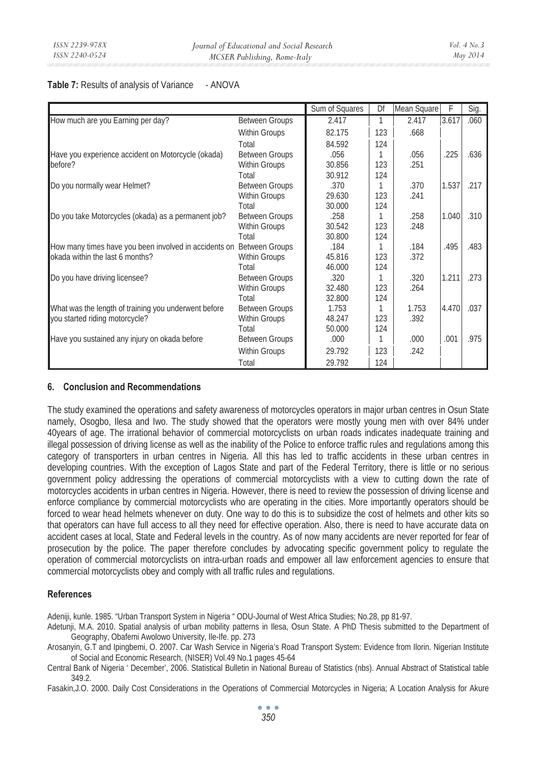**Table 7:** Results of analysis of Variance - ANOVA

| | | Sum of Squares | Df | Mean Square | F | Sig. |
|---|---|---|---|---|---|---|
| How much are you Earning per day? | Between Groups | 2.417 | 1 | 2.417 | 3.617 | .060 |
| | Within Groups | 82.175 | 123 | .668 | | |
| | Total | 84.592 | 124 | | | |
| Have you experience accident on Motorcycle (okada) before? | Between Groups | .056 | 1 | .056 | .225 | .636 |
| | Within Groups | 30.856 | 123 | .251 | | |
| | Total | 30.912 | 124 | | | |
| Do you normally wear Helmet? | Between Groups | .370 | 1 | .370 | 1.537 | .217 |
| | Within Groups | 29.630 | 123 | .241 | | |
| | Total | 30.000 | 124 | | | |
| Do you take Motorcycles (okada) as a permanent job? | Between Groups | .258 | 1 | .258 | 1.040 | .310 |
| | Within Groups | 30.542 | 123 | .248 | | |
| | Total | 30.800 | 124 | | | |
| How many times have you been involved in accidents on okada within the last 6 months? | Between Groups | .184 | 1 | .184 | .495 | .483 |
| | Within Groups | 45.816 | 123 | .372 | | |
| | Total | 46.000 | 124 | | | |
| Do you have driving licensee? | Between Groups | .320 | 1 | .320 | 1.211 | .273 |
| | Within Groups | 32.480 | 123 | .264 | | |
| | Total | 32.800 | 124 | | | |
| What was the length of training you underwent before you started riding motorcycle? | Between Groups | 1.753 | 1 | 1.753 | 4.470 | .037 |
| | Within Groups | 48.247 | 123 | .392 | | |
| | Total | 50.000 | 124 | | | |
| Have you sustained any injury on okada before | Between Groups | .000 | 1 | .000 | .001 | .975 |
| | Within Groups | 29.792 | 123 | .242 | | |
| | Total | 29.792 | 124 | | | |

## 6. Conclusion and Recommendations

The study examined the operations and safety awareness of motorcycles operators in major urban centres in Osun State namely, Osogbo, Ilesa and Iwo. The study showed that the operators were mostly young men with over 84% under 40years of age. The irrational behavior of commercial motorcyclists on urban roads indicates inadequate training and illegal possession of driving license as well as the inability of the Police to enforce traffic rules and regulations among this category of transporters in urban centres in Nigeria. All this has led to traffic accidents in these urban centres in developing countries. With the exception of Lagos State and part of the Federal Territory, there is little or no serious government policy addressing the operations of commercial motorcyclists with a view to cutting down the rate of motorcycles accidents in urban centres in Nigeria. However, there is need to review the possession of driving license and enforce compliance by commercial motorcyclists who are operating in the cities. More importantly operators should be forced to wear head helmets whenever on duty. One way to do this is to subsidize the cost of helmets and other kits so that operators can have full access to all they need for effective operation. Also, there is need to have accurate data on accident cases at local, State and Federal levels in the country. As of now many accidents are never reported for fear of prosecution by the police. The paper therefore concludes by advocating specific government policy to regulate the operation of commercial motorcyclists on intra-urban roads and empower all law enforcement agencies to ensure that commercial motorcyclists obey and comply with all traffic rules and regulations.

## References

Adeniji, kunle. 1985. "Urban Transport System in Nigeria " ODU-Journal of West Africa Studies; No.28, pp 81-97.

Adetunji, M.A. 2010. Spatial analysis of urban mobility patterns in Ilesa, Osun State. A PhD Thesis submitted to the Department of Geography, Obafemi Awolowo University, Ile-Ife. pp. 273

Arosanyin, G.T and Ipingbemi, O. 2007. Car Wash Service in Nigeria's Road Transport System: Evidence from Ilorin. Nigerian Institute of Social and Economic Research, (NISER) Vol.49 No.1 pages 45-64

Central Bank of Nigeria ' December', 2006. Statistical Bulletin in National Bureau of Statistics (nbs). Annual Abstract of Statistical table 349.2.

Fasakin,J.O. 2000. Daily Cost Considerations in the Operations of Commercial Motorcycles in Nigeria; A Location Analysis for Akure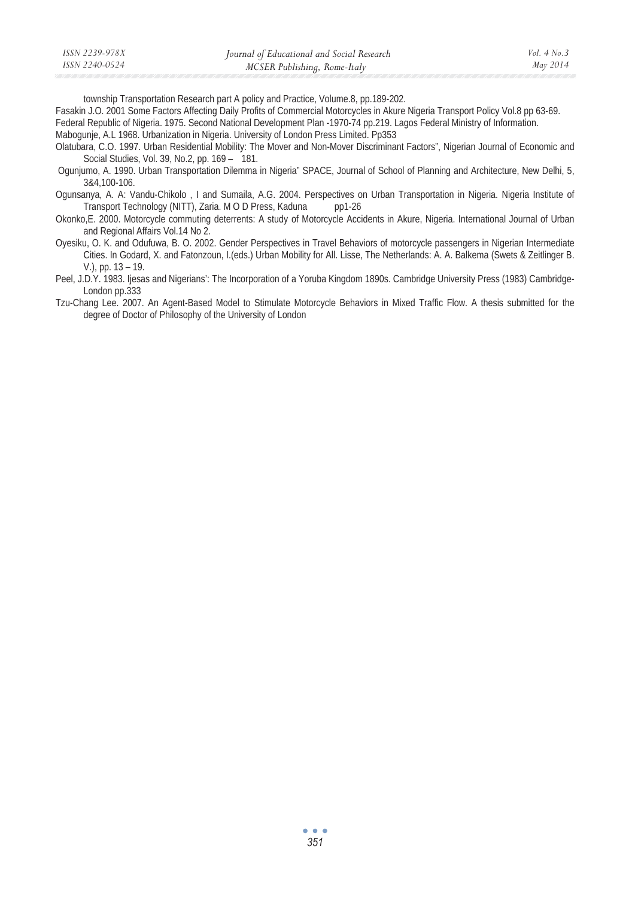township Transportation Research part A policy and Practice, Volume.8, pp.189-202.

Fasakin J.O. 2001 Some Factors Affecting Daily Profits of Commercial Motorcycles in Akure Nigeria Transport Policy Vol.8 pp 63-69.

Federal Republic of Nigeria. 1975. Second National Development Plan -1970-74 pp.219. Lagos Federal Ministry of Information.

Mabogunje, A.L 1968. Urbanization in Nigeria. University of London Press Limited. Pp353

Olatubara, C.O. 1997. Urban Residential Mobility: The Mover and Non-Mover Discriminant Factors", Nigerian Journal of Economic and Social Studies, Vol. 39, No.2, pp. 169 – 181.

Ogunjumo, A. 1990. Urban Transportation Dilemma in Nigeria" SPACE, Journal of School of Planning and Architecture, New Delhi, 5, 3&4,100-106.

Ogunsanya, A. A: Vandu-Chikolo , I and Sumaila, A.G. 2004. Perspectives on Urban Transportation in Nigeria. Nigeria Institute of Transport Technology (NITT), Zaria. M O D Press, Kaduna pp1-26

Okonko,E. 2000. Motorcycle commuting deterrents: A study of Motorcycle Accidents in Akure, Nigeria. International Journal of Urban and Regional Affairs Vol.14 No 2.

Oyesiku, O. K. and Odufuwa, B. O. 2002. Gender Perspectives in Travel Behaviors of motorcycle passengers in Nigerian Intermediate Cities. In Godard, X. and Fatonzoun, I.(eds.) Urban Mobility for All. Lisse, The Netherlands: A. A. Balkema (Swets & Zeitlinger B. V.), pp. 13 – 19.

Peel, J.D.Y. 1983. Ijesas and Nigerians': The Incorporation of a Yoruba Kingdom 1890s. Cambridge University Press (1983) Cambridge-London pp.333

Tzu-Chang Lee. 2007. An Agent-Based Model to Stimulate Motorcycle Behaviors in Mixed Traffic Flow. A thesis submitted for the degree of Doctor of Philosophy of the University of London